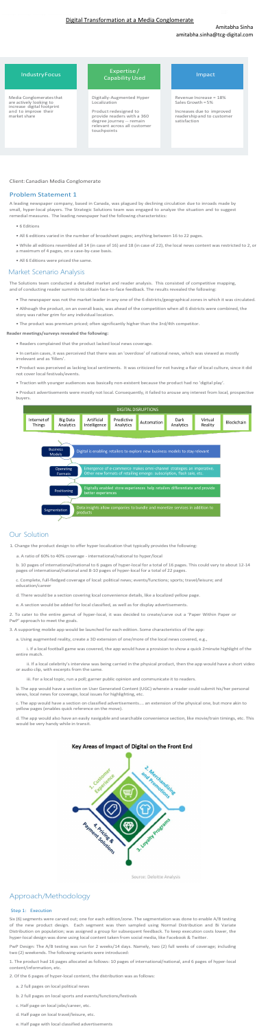# Digital Transformation at a Media Conglomerate

Amitabha Sinha
amitabha.sinha@tcg-digital.com

| Industry Focus | Expertise / Capability Used | Impact |
|---|---|---|
| Media Conglomerates that are actively looking to increase digital footprint and to improve their market share | Digitally-Augmented Hyper Localization<br><br>Product redesigned to provide readers with a 360 degree journey -- remain relevant across all customer touchpoints | Revenue Increase = 18%<br>Sales Growth = 5%<br><br>Increases due to improved readership and to customer satisfaction |

Client: Canadian Media Conglomerate

## Problem Statement 1

A leading newspaper company, based in Canada, was plagued by declining circulation due to inroads made by small, hyper-local players. The Strategic Solutions team was engaged to analyze the situation and to suggest remedial measures. The leading newspaper had the following characteristics:

- 6 Editions
- All 6 editions varied in the number of broadsheet pages; anything between 16 to 22 pages.
- While all editions resembled all 14 (in case of 16) and 18 (in case of 22), the local news content was restricted to 2, or a maximum of 4 pages, on a case-by-case basis.
- All 6 Editions were priced the same.

## Market Scenario Analysis

The Solutions team conducted a detailed market and reader analysis. This consisted of competitive mapping, and of conducting reader summits to obtain face-to-face feedback. The results revealed the following:

- The newspaper was not the market leader in any one of the 6 districts/geographical zones in which it was circulated.
- Although the product, on an overall basis, was ahead of the competition when all 6 districts were combined, the story was rather grim for any individual location.
- The product was premium priced; often significantly higher than the 3rd/4th competitor.

**Reader meetings/surveys revealed the following:**

- Readers complained that the product lacked local news coverage.
- In certain cases, it was perceived that there was an 'overdose' of national news, which was viewed as mostly irrelevant and as 'fillers'.
- Product was perceived as lacking local sentiments. It was criticized for not having a flair of local culture, since it did not cover local festivals/events.
- Traction with younger audiences was basically non-existent because the product had no 'digital play'.
- Product advertisements were mostly not local. Consequently, it failed to arouse any interest from local, prospective buyers.

**DIGITAL DISRUPTIONS**

| Internet of Things | Big Data Analytics | Artificial Intelligence | Predictive Analytics | Automation | Dark Analytics | Virtual Reality | Blockchain |
|---|---|---|---|---|---|---|---|

- **Business Models:** Digital is enabling retailers to explore new business models to stay relevant
- **Operating Formats:** Emergence of e-commerce makes omni-channel strategies an imperative. Other new formats of retailing emerge: subscription, flash sale, etc.
- **Positioning:** Digitally enabled store experiences help retailers differentiate and provide better experiences
- **Segmentation:** Data insights allow companies to bundle and monetize services in addition to products

## Our Solution

1. Change the product design to offer hyper localization that typically provides the following:

   a. A ratio of 60% to 40% coverage - international/national to hyper/local

   b. 10 pages of international/national to 6 pages of hyper-local for a total of 16 pages. This could vary to about 12-14 pages of international/national and 8-10 pages of hyper-local for a total of 22 pages.

   c. Complete, full-fledged coverage of local: political news; events/functions; sports; travel/leisure; and education/career

   d. There would be a section covering local convenience details, like a localized yellow page.

   e. A section would be added for local classified, as well as for display advertisements.

2. To cater to the entire gamut of hyper-local, it was decided to create/carve out a 'Paper Within Paper or PwP' approach to meet the goals.

3. A supporting mobile app would be launched for each edition. Some characteristics of the app:

   a. Using augmented reality, create a 3D extension of one/more of the local news covered, e.g.,

      i. If a local football game was covered, the app would have a provision to show a quick 2minute highlight of the entire match.

      ii. If a local celebrity's interview was being carried in the physical product, then the app would have a short video or audio-clip, with excerpts from the same.

      iii. For a local topic, run a poll; garner public opinion and communicate it to readers.

   b. The app would have a section on User Generated Content (UGC) wherein a reader could submit his/her personal views, local news for coverage, local issues for highlighting, etc.

   c. The app would have a section on classified advertisements.... an extension of the physical one, but more akin to yellow pages (enables quick reference on the move).

   d. The app would also have an easily navigable and searchable convenience section, like movie/train timings, etc. This would be very handy while in transit.

**Key Areas of Impact of Digital on the Front End**

1. Customer Experience
2. Merchandising and Promotions
3. Loyalty Programs
4. Pricing & Payment Solutions

Source: Deloitte Analysis

## Approach/Methodology

### Step 1: Execution

Six (6) segments were carved out; one for each edition/zone. The segmentation was done to enable A/B testing of the new product design. Each segment was then sampled using Normal Distribution and Bi Variate Distribution on population; was assigned a group for subsequent feedback. To keep execution costs lower, the hyper-local design was done using local content taken from social media, like Facebook & Twitter.

PwP Design: The A/B testing was run for 2 weeks/14 days. Namely, two (2) full weeks of coverage; including two (2) weekends. The following variants were introduced:

1. The product had 16 pages allocated as follows: 10 pages of international/national, and 6 pages of hyper-local content/information, etc.

2. Of the 6 pages of hyper-local content, the distribution was as follows:

   a. 2 full pages on local political news

   b. 2 full pages on local sports and events/functions/festivals

   c. Half page on local jobs/career, etc.

   d. Half page on local travel/leisure, etc.

   e. Half page with local classified advertisements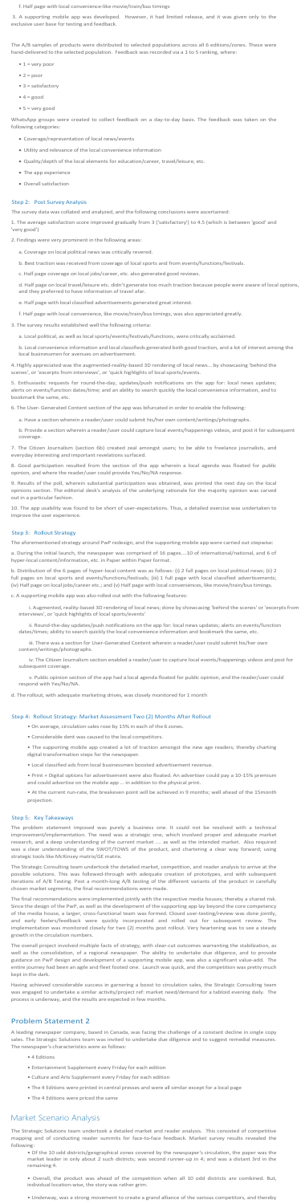f. Half page with local convenience-like movie/train/bus timings

3. A supporting mobile app was developed. However, it had limited release, and it was given only to the exclusive user base for testing and feedback.

The A/B samples of products were distributed to selected populations across all 6 editions/zones. These were hand-delivered to the selected population. Feedback was recorded via a 1 to 5 ranking, where:

- 1 = very poor
- 2 = poor
- 3 = satisfactory
- 4 = good
- 5 = very good

WhatsApp groups were created to collect feedback on a day-to-day basis. The feedback was taken on the following categories:

- Coverage/representation of local news/events
- Utility and relevance of the local convenience information
- Quality/depth of the local elements for education/career, travel/leisure, etc.
- The app experience
- Overall satisfaction

### Step 2: Post Survey Analysis

The survey data was collated and analyzed, and the following conclusions were ascertained:

1. The average satisfaction score improved gradually from 3 ('satisfactory') to 4.5 (which is between 'good' and 'very good')

2. Findings were very prominent in the following areas:

a. Coverage on local political news was critically revered.

b. Best traction was received from coverage of local sports and from events/functions/festivals.

c. Half page coverage on local jobs/career, etc. also generated good reviews.

d. Half page on local travel/leisure etc. didn't generate too much traction because people were aware of local options, and they preferred to have information of travel afar.

e. Half page with local classified advertisements generated great interest.

f. Half page with local convenience, like movie/train/bus timings, was also appreciated greatly.

3. The survey results established well the following criteria:

a. Local political, as well as local sports/events/festivals/functions, were critically acclaimed.

b. Local convenience information and local classifieds generated both good traction, and a lot of interest among the local businessmen for avenues on advertisement.

4. Highly appreciated was the augmented-reality-based 3D rendering of local news… by showcasing 'behind the scenes', or 'excerpts from interviews', or 'quick highlights of local sports/events.

5. Enthusiastic requests for round-the-day, updates/push notifications on the app for: local news updates; alerts on events/function dates/time; and an ability to search quickly the local convenience information, and to bookmark the same, etc.

6. The User- Generated Content section of the app was bifurcated in order to enable the following:

a. Have a section wherein a reader/user could submit his/her own content/writings/photographs.

b. Provide a section wherein a reader/user could capture local events/happenings videos, and post it for subsequent coverage.

7. The Citizen Journalism (section 6b) created zeal amongst users; to be able to freelance journalists, and everyday interesting and important revelations surfaced.

8. Good participation resulted from the section of the app wherein a local agenda was floated for public opinion, and where the reader/user could provide Yes/No/NA response.

9. Results of the poll, wherein substantial participation was obtained, was printed the next day on the local opinions section. The editorial desk's analysis of the underlying rationale for the majority opinion was carved out in a particular fashion.

10. The app usability was found to be short of user-expectations. Thus, a detailed exercise was undertaken to improve the user experience.

### Step 3: Rollout Strategy

The aforementioned strategy around PwP redesign, and the supporting mobile app were carried out stepwise:

a. During the initial launch, the newspaper was comprised of 16 pages….10 of international/national, and 6 of hyper-local content/information, etc. in Paper within Paper format.

b. Distribution of the 6 pages of hyper-local content was as follows: (i) 2 full pages on local political news; (ii) 2 full pages on local sports and events/functions/festivals; (iii) 1 full page with local classified advertisements; (iv) Half page on local jobs/career etc.; and (v) Half page with local conveniences, like movie/train/bus timings.

c. A supporting mobile app was also rolled out with the following features:

i. Augmented, reality-based 3D rendering of local news; done by showcasing 'behind the scenes' or 'excerpts from interviews', or 'quick highlights of local sports/events'

ii. Round-the-day updates/push notifications on the app for: local news updates; alerts on events/function dates/times; ability to search quickly the local convenience information and bookmark the same, etc.

iii. There was a section for User-Generated Content wherein a reader/user could submit his/her own content/writings/photographs.

iv. The Citizen Journalism section enabled a reader/user to capture local events/happenings videos and post for subsequent coverage.

v. Public opinion section of the app had a local agenda floated for public opinion, and the reader/user could respond with Yes/No/NA.

d. The rollout, with adequate marketing drives, was closely monitored for 1 month

### Step 4: Rollout Strategy: Market Assessment Two (2) Months After Rollout

- On average, circulation sales rose by 15% in each of the 6 zones.
- Considerable dent was caused to the local competitors.
- The supporting mobile app created a lot of traction amongst the new age readers; thereby charting digital transformation steps for the newspaper.
- Local classified ads from local businessmen boosted advertisement revenue.
- Print + Digital options for advertisement were also floated. An advertiser could pay a 10-15% premium and could advertise on the mobile app … in addition to the physical print.
- At the current run-rate, the breakeven point will be achieved in 9 months; well ahead of the 15month projection.

### Step 5: Key Takeaways

The problem statement imposed was purely a business one. It could not be resolved with a technical improvement/implementation. The need was a strategic one, which involved proper and adequate market research, and a deep understanding of the current market …. as well as the intended market. Also required was a clear understanding of the SWOT/TOWS of the product, and chartering a clear way forward; using strategic tools like McKinsey matrix/GE matrix.

The Strategic Consulting team undertook the detailed market, competition, and reader analysis to arrive at the possible solutions. This was followed-through with adequate creation of prototypes, and with subsequent iterations of A/B Testing. Post a month-long A/B testing of the different variants of the product in carefully chosen market segments, the final recommendations were made.

The final recommendations were implemented jointly with the respective media houses; thereby a shared risk. Since the design of the PwP, as well as the development of the supporting app lay beyond the core competency of the media house, a larger, cross-functional team was formed. Closed user-testing/review was done jointly, and early feelers/feedback were quickly incorporated and rolled out for subsequent review. The implementation was monitored closely for two (2) months post rollout. Very heartening was to see a steady growth in the circulation numbers.

The overall project involved multiple facts of strategy, with clear-cut outcomes warranting the stabilization, as well as the consolidation, of a regional newspaper. The ability to undertake due diligence, and to provide guidance on PwP design and development of a supporting mobile app, was also a significant value-add. The entire journey had been an agile and fleet footed one. Launch was quick, and the competition was pretty much kept in the dark.

Having achieved considerable success in garnering a boost to circulation sales, the Strategic Consulting team was engaged to undertake a similar activity/project ref: market need/demand for a tabloid evening daily. The process is underway, and the results are expected in few months.

## Problem Statement 2

A leading newspaper company, based in Canada, was facing the challenge of a constant decline in single copy sales. The Strategic Solutions team was invited to undertake due diligence and to suggest remedial measures. The newspaper's characteristics were as follows:

- 4 Editions
- Entertainment Supplement every Friday for each edition
- Culture and Arts Supplement every Friday for each edition
- The 4 Editions were printed in central presses and were all similar except for a local page
- The 4 Editions were priced the same

## Market Scenario Analysis

The Strategic Solutions team undertook a detailed market and reader analysis. This consisted of competitive mapping and of conducting reader summits for face-to-face feedback. Market survey results revealed the following:

- Of the 10 odd districts/geographical zones covered by the newspaper's circulation, the paper was the market leader in only about 2 such districts; was second runner-up in 4; and was a distant 3rd in the remaining 4.
- Overall, the product was ahead of the competition when all 10 odd districts are combined. But, individual location-wise, the story was rather grim.
- Underway, was a strong movement to create a grand alliance of the various competitors, and thereby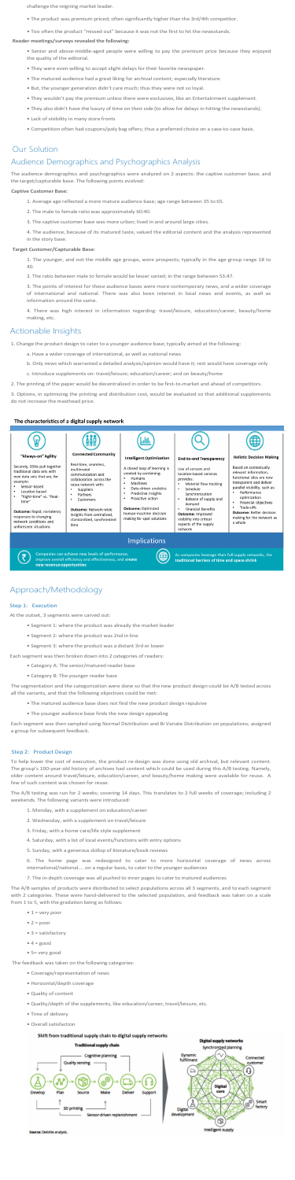challenge the reigning market leader.

- The product was premium priced; often significantly higher than the 3rd/4th competitor.
- Too often the product "missed out" because it was not the first to hit the newsstands.

**Reader meetings/surveys revealed the following:**

- Senior and above-middle-aged people were willing to pay the premium price because they enjoyed the quality of the editorial.
- They were even willing to accept slight delays for their favorite newspaper.
- The matured audience had a great liking for archival content; especially literature.
- But, the younger generation didn't care much; thus they were not so loyal.
- They wouldn't pay the premium unless there were exclusives, like an Entertainment supplement.
- They also didn't have the luxury of time on their side (to allow for delays in hitting the newsstands).
- Lack of visibility in many story fronts
- Competition often had coupons/poly bag offers; thus a preferred choice on a case-to-case basis.

## Our Solution

## Audience Demographics and Psychographics Analysis

The audience demographics and psychographics were analyzed on 2 aspects: the captive customer base, and the target/capturable base. The following points evolved:

**Captive Customer Base:**

1. Average age reflected a more mature audience base; age range between 35 to 65.
2. The male to female ratio was approximately 60:40.
3. The captive customer base was more urban; lived in and around large cities.
4. The audience, because of its matured taste, valued the editorial content and the analysis represented in the story base.

**Target Customer/Capturable Base:**

1. The younger, and not the middle age groups, were prospects; typically in the age group range 18 to 40.
2. The ratio between male to female would be lesser varied; in the range between 53:47.
3. The points of interest for these audience bases were more contemporary news, and a wider coverage of international and national. There was also keen interest in local news and events, as well as information around the same.
4. There was high interest in information regarding: travel/leisure, education/career, beauty/home making, etc.

## Actionable Insights

1. Change the product design to cater to a younger audience base; typically aimed at the following:
   a. Have a wider coverage of international, as well as national news
   b. Only news which warranted a detailed analysis/opinion would have it; rest would have coverage only
   c. Introduce supplements on: travel/leisure; education/career; and on beauty/home
2. The printing of the paper would be decentralized in order to be first-to-market and ahead of competitors.
3. Options, in optimizing the printing and distribution cost, would be evaluated so that additional supplements do not increase the masthead price.

**The characteristics of a digital supply network**

**"Always-on" Agility**
Securely, DSNs pull together traditional data sets with new data sets that are, for example:
- Sensor-based
- Location-based
- "Right-time" vs. "Real-time"

**Outcome:** Rapid, no-latency responses to changing network conditions and unforeseen situations

**Connected Community**
Real-time, seamless, multimodal communication and collaboration across the value network with:
- Suppliers
- Partners
- Customers

**Outcome:** Network-wide insights from centralized, standardized, synchronized data

**Intelligent Optimization**
A closed loop of learning is created by combining:
- Humans
- Machines
- Data-driven analytics
- Predictive insights
- Proactive action

**Outcome:** Optimized human-machine decision making for spot solutions

**End-to-end Transparency**
Use of sensors and location-based services provides:
- Material flow tracking
- Schedule Synchronization
- Balance of supply and demand
- Financial Benefits

**Outcome:** Improved visibility into critical aspects of the supply network

**Holistic Decision Making**
Based on contextually relevant information, functional silos are now transparent and deliver parallel visibility, such as:
- Performance optimization
- Financial objectives
- Trade-offs

**Outcome:** Better decision making for the network as a whole

**Implications**

Companies can achieve new levels of performance, improve overall efficiency and effectiveness, and **create new revenue opportunities**

As companies leverage their full supply networks, the **traditional barriers of time and space shrink**

## Approach/Methodology

### Step 1: Execution

At the outset, 3 segments were carved out:

- Segment 1: where the product was already the market leader
- Segment 2: where the product was 2nd in line
- Segment 3: where the product was a distant 3rd or lower

Each segment was then broken down into 2 categories of readers:

- Category A: The senior/matured reader base
- Category B: The younger reader base

The segmentation and the categorization were done so that the new product design could be A/B tested across all the variants, and that the following objectives could be met:

- The matured audience base does not find the new product design repulsive
- The younger audience base finds the new design appealing

Each segment was then sampled using Normal Distribution and Bi Variate Distribution on populations; assigned a group for subsequent feedback.

### Step 2: Product Design

To help lower the cost of execution, the product re-design was done using old archival, but relevant content. The group's 100-year-old history of archives had content which could be used during this A/B testing. Namely, older content around travel/leisure, education/career, and beauty/home making were available for reuse. A few of such content was chosen for reuse.

The A/B testing was run for 2 weeks; covering 14 days. This translates to 2 full weeks of coverage; including 2 weekends. The following variants were introduced:

1. Monday, with a supplement on education/career
2. Wednesday, with a supplement on travel/leisure
3. Friday, with a home care/life style supplement
4. Saturday, with a list of local events/functions with entry options
5. Sunday, with a generous dollop of literature/book reviews
6. The home page was redesigned to cater to more horizontal coverage of news across international/national… on a regular basis, to cater to the younger audiences
7. The in-depth coverage was all pushed to inner pages to cater to matured audiences

The A/B samples of products were distributed to select populations across all 3 segments, and to each segment with 2 categories. These were hand-delivered to the selected population, and feedback was taken on a scale from 1 to 5, with the gradation being as follows:

- 1 = very poor
- 2 = poor
- 3 = satisfactory
- 4 = good
- 5= very good

The feedback was taken on the following categories:

- Coverage/representation of news
- Horizontal/depth coverage
- Quality of content
- Quality/depth of the supplements, like education/career, travel/leisure, etc.
- Time of delivery
- Overall satisfaction

**Shift from traditional supply chain to digital supply networks**

Source: Deloitte analysis.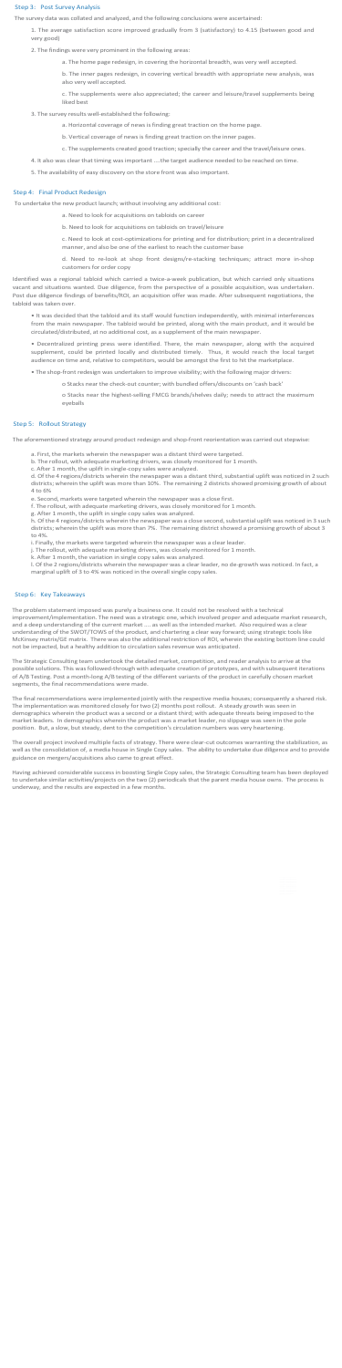## Step 3: Post Survey Analysis

The survey data was collated and analyzed, and the following conclusions were ascertained:

1. The average satisfaction score improved gradually from 3 (satisfactory) to 4.15 (between good and very good)
2. The findings were very prominent in the following areas:

    a. The home page redesign, in covering the horizontal breadth, was very well accepted.

    b. The inner pages redesign, in covering vertical breadth with appropriate new analysis, was also very well accepted.

    c. The supplements were also appreciated; the career and leisure/travel supplements being liked best

3. The survey results well-established the following:

    a. Horizontal coverage of news is finding great traction on the home page.

    b. Vertical coverage of news is finding great traction on the inner pages.

    c. The supplements created good traction; specially the career and the travel/leisure ones.

4. It also was clear that timing was important ….the target audience needed to be reached on time.
5. The availability of easy discovery on the store front was also important.

## Step 4: Final Product Redesign

To undertake the new product launch; without involving any additional cost:

a. Need to look for acquisitions on tabloids on career

b. Need to look for acquisitions on tabloids on travel/leisure

c. Need to look at cost-optimizations for printing and for distribution; print in a decentralized manner, and also be one of the earliest to reach the customer base

d. Need to re-look at shop front designs/re-stacking techniques; attract more in-shop customers for order copy

Identified was a regional tabloid which carried a twice-a-week publication, but which carried only situations vacant and situations wanted. Due diligence, from the perspective of a possible acquisition, was undertaken. Post due diligence findings of benefits/ROI, an acquisition offer was made. After subsequent negotiations, the tabloid was taken over.

- It was decided that the tabloid and its staff would function independently, with minimal interferences from the main newspaper. The tabloid would be printed, along with the main product, and it would be circulated/distributed, at no additional cost, as a supplement of the main newspaper.
- Decentralized printing press were identified. There, the main newspaper, along with the acquired supplement, could be printed locally and distributed timely. Thus, it would reach the local target audience on time and, relative to competitors, would be amongst the first to hit the marketplace.
- The shop-front redesign was undertaken to improve visibility; with the following major drivers:

    o Stacks near the check-out counter; with bundled offers/discounts on 'cash back'

    o Stacks near the highest-selling FMCG brands/shelves daily; needs to attract the maximum eyeballs

## Step 5: Rollout Strategy

The aforementioned strategy around product redesign and shop-front reorientation was carried out stepwise:

a. First, the markets wherein the newspaper was a distant third were targeted.
b. The rollout, with adequate marketing drivers, was closely monitored for 1 month.
c. After 1 month, the uplift in single-copy sales were analyzed.
d. Of the 4 regions/districts wherein the newspaper was a distant third, substantial uplift was noticed in 2 such districts; wherein the uplift was more than 10%. The remaining 2 districts showed promising growth of about 4 to 6%
e. Second, markets were targeted wherein the newspaper was a close first.
f. The rollout, with adequate marketing drivers, was closely monitored for 1 month.
g. After 1 month, the uplift in single copy sales was analyzed.
h. Of the 4 regions/districts wherein the newspaper was a close second, substantial uplift was noticed in 3 such districts; wherein the uplift was more than 7%. The remaining district showed a promising growth of about 3 to 4%.
i. Finally, the markets were targeted wherein the newspaper was a clear leader.
j. The rollout, with adequate marketing drivers, was closely monitored for 1 month.
k. After 1 month, the variation in single copy sales was analyzed.
l. Of the 2 regions/districts wherein the newspaper was a clear leader, no de-growth was noticed. In fact, a marginal uplift of 3 to 4% was noticed in the overall single copy sales.

## Step 6: Key Takeaways

The problem statement imposed was purely a business one. It could not be resolved with a technical improvement/implementation. The need was a strategic one, which involved proper and adequate market research, and a deep understanding of the current market …. as well as the intended market. Also required was a clear understanding of the SWOT/TOWS of the product, and chartering a clear way forward; using strategic tools like McKinsey matrix/GE matrix. There was also the additional restriction of ROI, wherein the existing bottom line could not be impacted, but a healthy addition to circulation sales revenue was anticipated.

The Strategic Consulting team undertook the detailed market, competition, and reader analysis to arrive at the possible solutions. This was followed-through with adequate creation of prototypes, and with subsequent iterations of A/B Testing. Post a month-long A/B testing of the different variants of the product in carefully chosen market segments, the final recommendations were made.

The final recommendations were implemented jointly with the respective media houses; consequently a shared risk. The implementation was monitored closely for two (2) months post rollout. A steady growth was seen in demographics wherein the product was a second or a distant third; with adequate threats being imposed to the market leaders. In demographics wherein the product was a market leader, no slippage was seen in the pole position. But, a slow, but steady, dent to the competition's circulation numbers was very heartening.

The overall project involved multiple facts of strategy. There were clear-cut outcomes warranting the stabilization, as well as the consolidation of, a media house in Single Copy sales. The ability to undertake due diligence and to provide guidance on mergers/acquisitions also came to great effect.

Having achieved considerable success in boosting Single Copy sales, the Strategic Consulting team has been deployed to undertake similar activities/projects on the two (2) periodicals that the parent media house owns. The process is underway, and the results are expected in a few months.